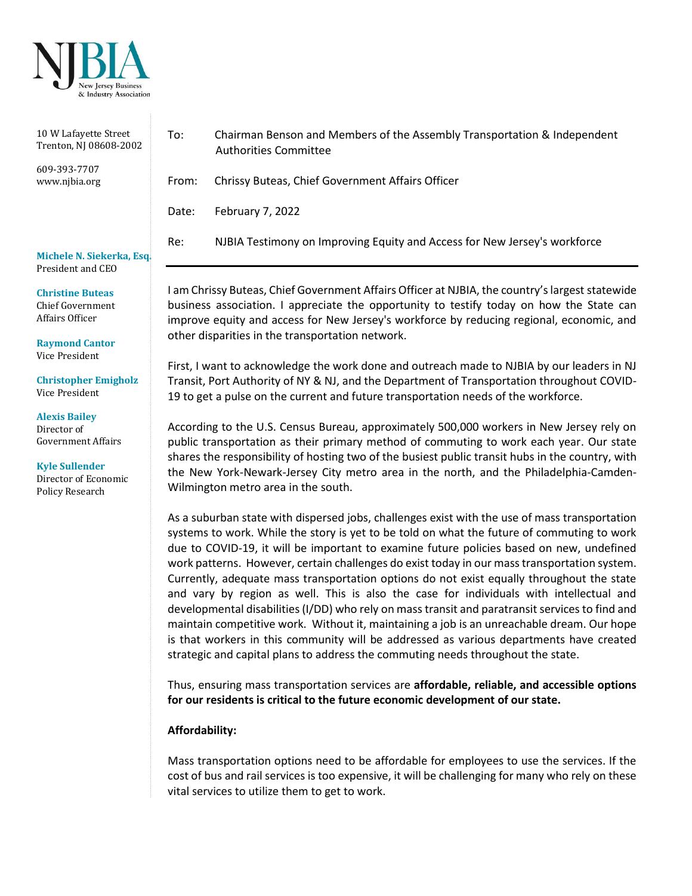NJBIA
New Jersey Business & Industry Association

10 W Lafayette Street
Trenton, NJ 08608-2002

609-393-7707
www.njbia.org

**Michele N. Siekerka, Esq.**
President and CEO

**Christine Buteas**
Chief Government Affairs Officer

**Raymond Cantor**
Vice President

**Christopher Emigholz**
Vice President

**Alexis Bailey**
Director of Government Affairs

**Kyle Sullender**
Director of Economic Policy Research

To: Chairman Benson and Members of the Assembly Transportation & Independent Authorities Committee

From: Chrissy Buteas, Chief Government Affairs Officer

Date: February 7, 2022

Re: NJBIA Testimony on Improving Equity and Access for New Jersey's workforce

---

I am Chrissy Buteas, Chief Government Affairs Officer at NJBIA, the country's largest statewide business association. I appreciate the opportunity to testify today on how the State can improve equity and access for New Jersey's workforce by reducing regional, economic, and other disparities in the transportation network.

First, I want to acknowledge the work done and outreach made to NJBIA by our leaders in NJ Transit, Port Authority of NY & NJ, and the Department of Transportation throughout COVID-19 to get a pulse on the current and future transportation needs of the workforce.

According to the U.S. Census Bureau, approximately 500,000 workers in New Jersey rely on public transportation as their primary method of commuting to work each year. Our state shares the responsibility of hosting two of the busiest public transit hubs in the country, with the New York-Newark-Jersey City metro area in the north, and the Philadelphia-Camden-Wilmington metro area in the south.

As a suburban state with dispersed jobs, challenges exist with the use of mass transportation systems to work. While the story is yet to be told on what the future of commuting to work due to COVID-19, it will be important to examine future policies based on new, undefined work patterns. However, certain challenges do exist today in our mass transportation system. Currently, adequate mass transportation options do not exist equally throughout the state and vary by region as well. This is also the case for individuals with intellectual and developmental disabilities (I/DD) who rely on mass transit and paratransit services to find and maintain competitive work. Without it, maintaining a job is an unreachable dream. Our hope is that workers in this community will be addressed as various departments have created strategic and capital plans to address the commuting needs throughout the state.

Thus, ensuring mass transportation services are **affordable, reliable, and accessible options for our residents is critical to the future economic development of our state.**

**Affordability:**

Mass transportation options need to be affordable for employees to use the services. If the cost of bus and rail services is too expensive, it will be challenging for many who rely on these vital services to utilize them to get to work.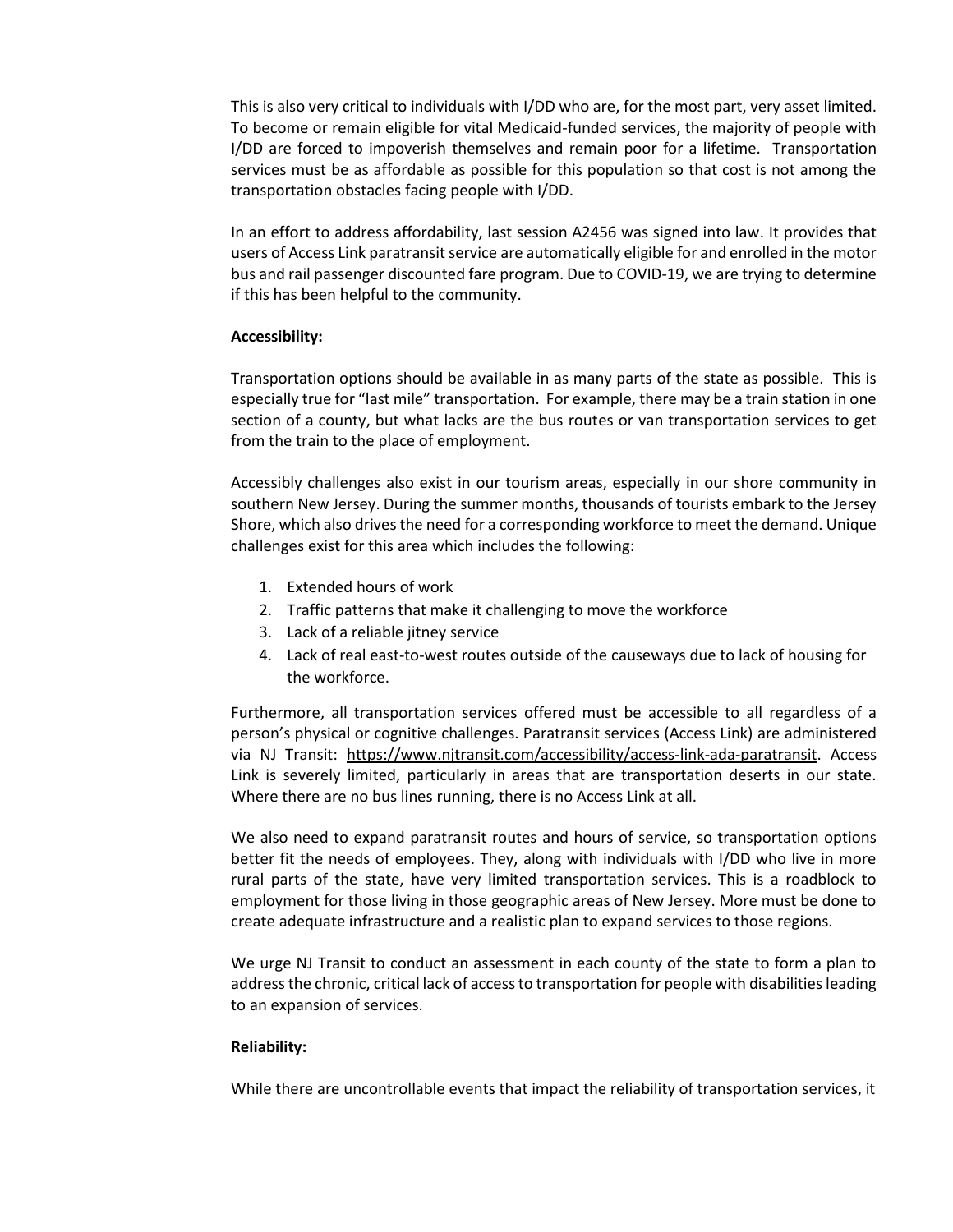This is also very critical to individuals with I/DD who are, for the most part, very asset limited. To become or remain eligible for vital Medicaid-funded services, the majority of people with I/DD are forced to impoverish themselves and remain poor for a lifetime. Transportation services must be as affordable as possible for this population so that cost is not among the transportation obstacles facing people with I/DD.

In an effort to address affordability, last session A2456 was signed into law. It provides that users of Access Link paratransit service are automatically eligible for and enrolled in the motor bus and rail passenger discounted fare program. Due to COVID-19, we are trying to determine if this has been helpful to the community.

**Accessibility:**

Transportation options should be available in as many parts of the state as possible. This is especially true for "last mile" transportation. For example, there may be a train station in one section of a county, but what lacks are the bus routes or van transportation services to get from the train to the place of employment.

Accessibly challenges also exist in our tourism areas, especially in our shore community in southern New Jersey. During the summer months, thousands of tourists embark to the Jersey Shore, which also drives the need for a corresponding workforce to meet the demand. Unique challenges exist for this area which includes the following:

1. Extended hours of work
2. Traffic patterns that make it challenging to move the workforce
3. Lack of a reliable jitney service
4. Lack of real east-to-west routes outside of the causeways due to lack of housing for the workforce.

Furthermore, all transportation services offered must be accessible to all regardless of a person's physical or cognitive challenges. Paratransit services (Access Link) are administered via NJ Transit: https://www.njtransit.com/accessibility/access-link-ada-paratransit. Access Link is severely limited, particularly in areas that are transportation deserts in our state. Where there are no bus lines running, there is no Access Link at all.

We also need to expand paratransit routes and hours of service, so transportation options better fit the needs of employees. They, along with individuals with I/DD who live in more rural parts of the state, have very limited transportation services. This is a roadblock to employment for those living in those geographic areas of New Jersey. More must be done to create adequate infrastructure and a realistic plan to expand services to those regions.

We urge NJ Transit to conduct an assessment in each county of the state to form a plan to address the chronic, critical lack of access to transportation for people with disabilities leading to an expansion of services.

**Reliability:**

While there are uncontrollable events that impact the reliability of transportation services, it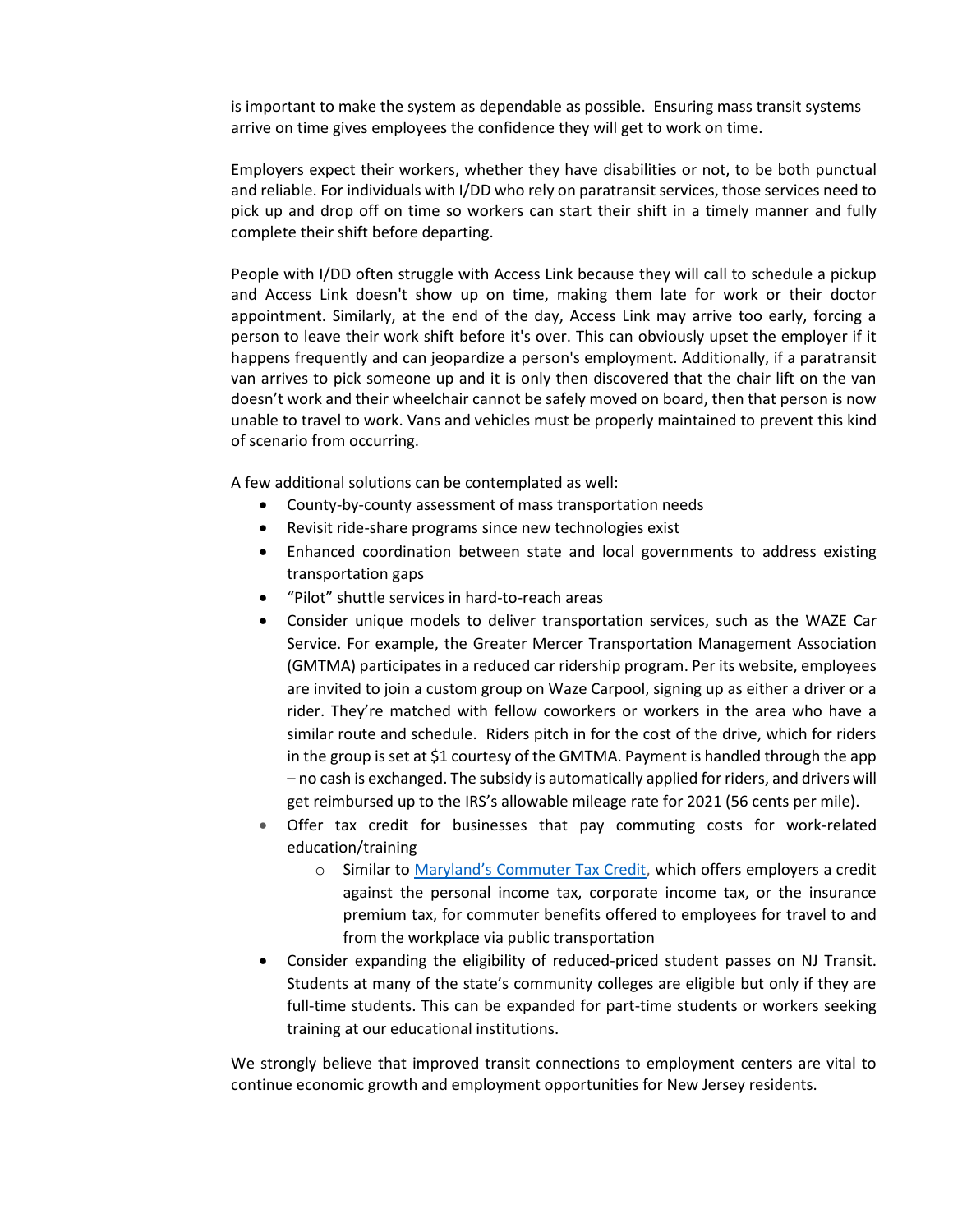is important to make the system as dependable as possible. Ensuring mass transit systems arrive on time gives employees the confidence they will get to work on time.

Employers expect their workers, whether they have disabilities or not, to be both punctual and reliable. For individuals with I/DD who rely on paratransit services, those services need to pick up and drop off on time so workers can start their shift in a timely manner and fully complete their shift before departing.

People with I/DD often struggle with Access Link because they will call to schedule a pickup and Access Link doesn't show up on time, making them late for work or their doctor appointment. Similarly, at the end of the day, Access Link may arrive too early, forcing a person to leave their work shift before it's over. This can obviously upset the employer if it happens frequently and can jeopardize a person's employment. Additionally, if a paratransit van arrives to pick someone up and it is only then discovered that the chair lift on the van doesn't work and their wheelchair cannot be safely moved on board, then that person is now unable to travel to work. Vans and vehicles must be properly maintained to prevent this kind of scenario from occurring.

A few additional solutions can be contemplated as well:

- County-by-county assessment of mass transportation needs
- Revisit ride-share programs since new technologies exist
- Enhanced coordination between state and local governments to address existing transportation gaps
- "Pilot" shuttle services in hard-to-reach areas
- Consider unique models to deliver transportation services, such as the WAZE Car Service. For example, the Greater Mercer Transportation Management Association (GMTMA) participates in a reduced car ridership program. Per its website, employees are invited to join a custom group on Waze Carpool, signing up as either a driver or a rider. They're matched with fellow coworkers or workers in the area who have a similar route and schedule. Riders pitch in for the cost of the drive, which for riders in the group is set at $1 courtesy of the GMTMA. Payment is handled through the app – no cash is exchanged. The subsidy is automatically applied for riders, and drivers will get reimbursed up to the IRS's allowable mileage rate for 2021 (56 cents per mile).
- Offer tax credit for businesses that pay commuting costs for work-related education/training
  - Similar to Maryland's Commuter Tax Credit, which offers employers a credit against the personal income tax, corporate income tax, or the insurance premium tax, for commuter benefits offered to employees for travel to and from the workplace via public transportation
- Consider expanding the eligibility of reduced-priced student passes on NJ Transit. Students at many of the state's community colleges are eligible but only if they are full-time students. This can be expanded for part-time students or workers seeking training at our educational institutions.

We strongly believe that improved transit connections to employment centers are vital to continue economic growth and employment opportunities for New Jersey residents.